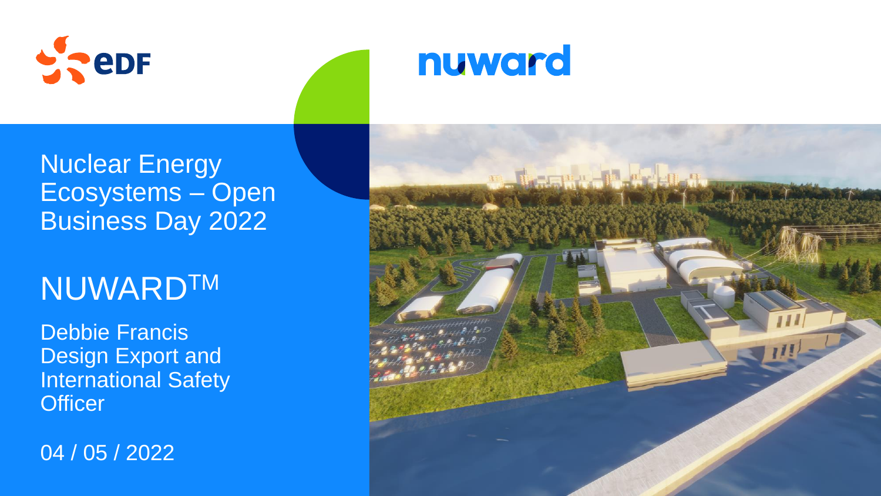# Nuclear Energy Ecosystems – Open Business Day 2022

## NUWARD™

Debbie Francis
Design Export and International Safety Officer

04 / 05 / 2022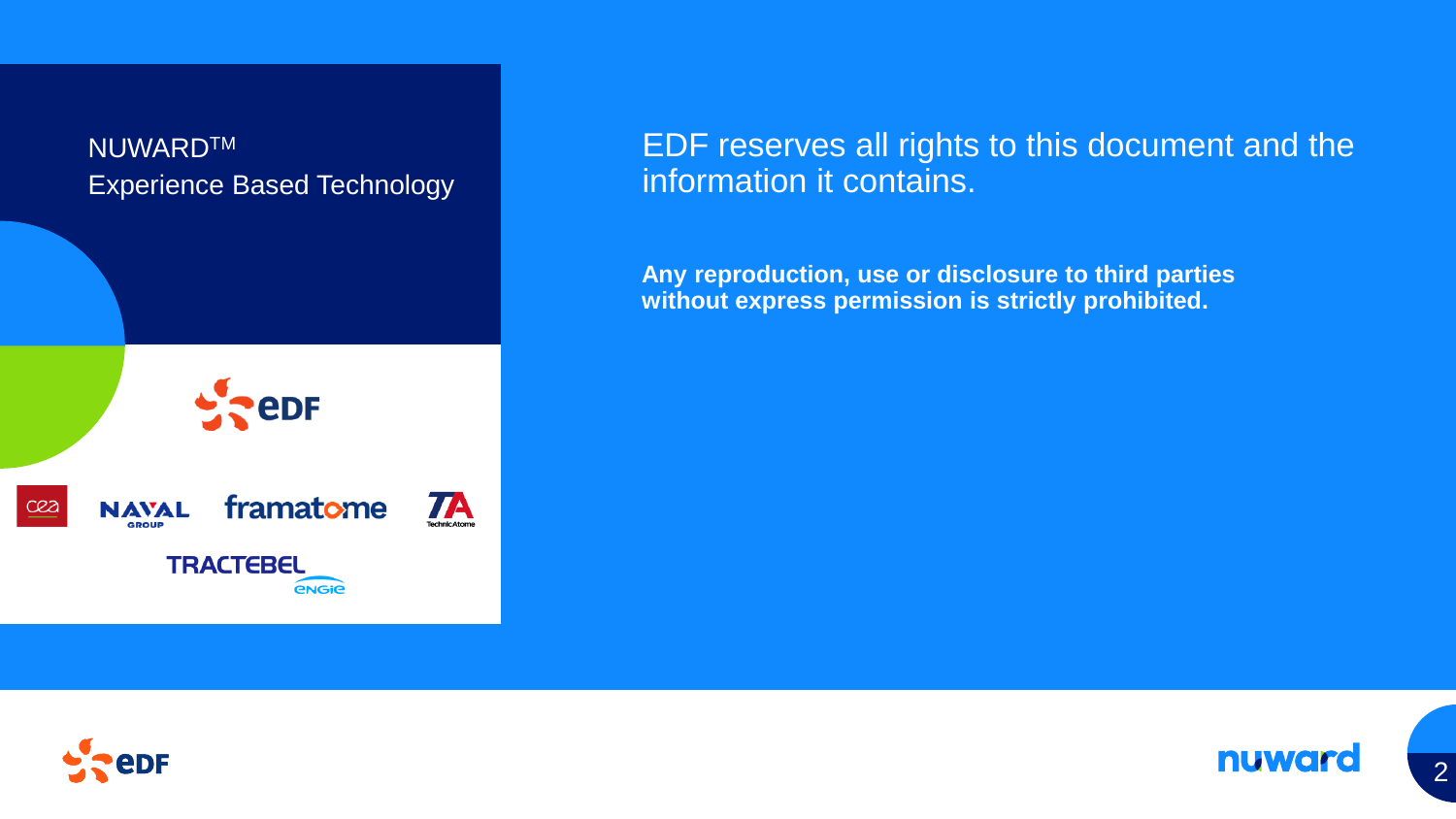NUWARD™
Experience Based Technology

EDF reserves all rights to this document and the information it contains.

**Any reproduction, use or disclosure to third parties without express permission is strictly prohibited.**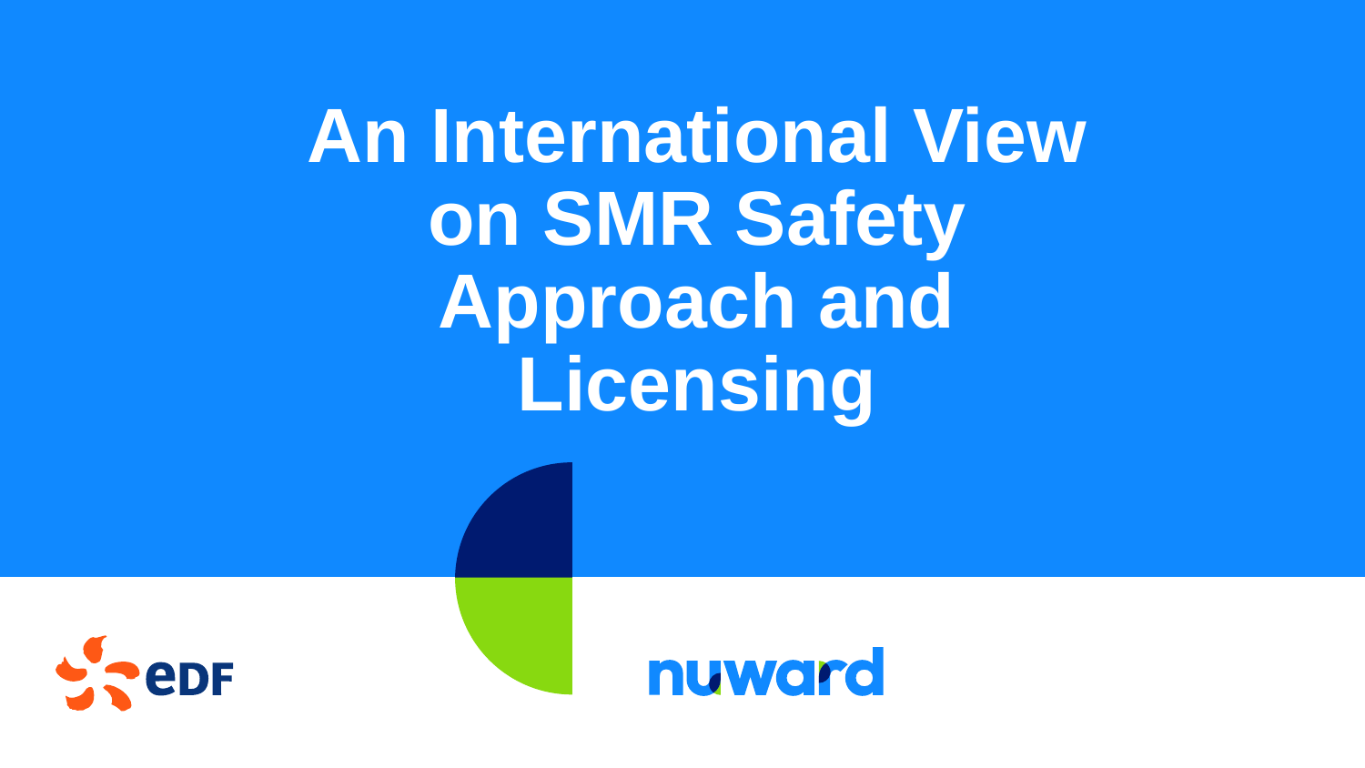# An International View on SMR Safety Approach and Licensing

EDF

nuward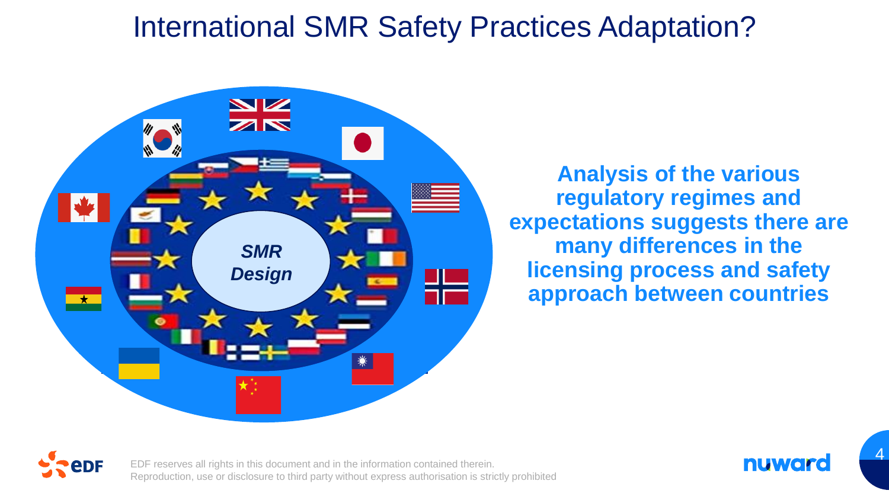# International SMR Safety Practices Adaptation?

*SMR Design*

**Analysis of the various regulatory regimes and expectations suggests there are many differences in the licensing process and safety approach between countries**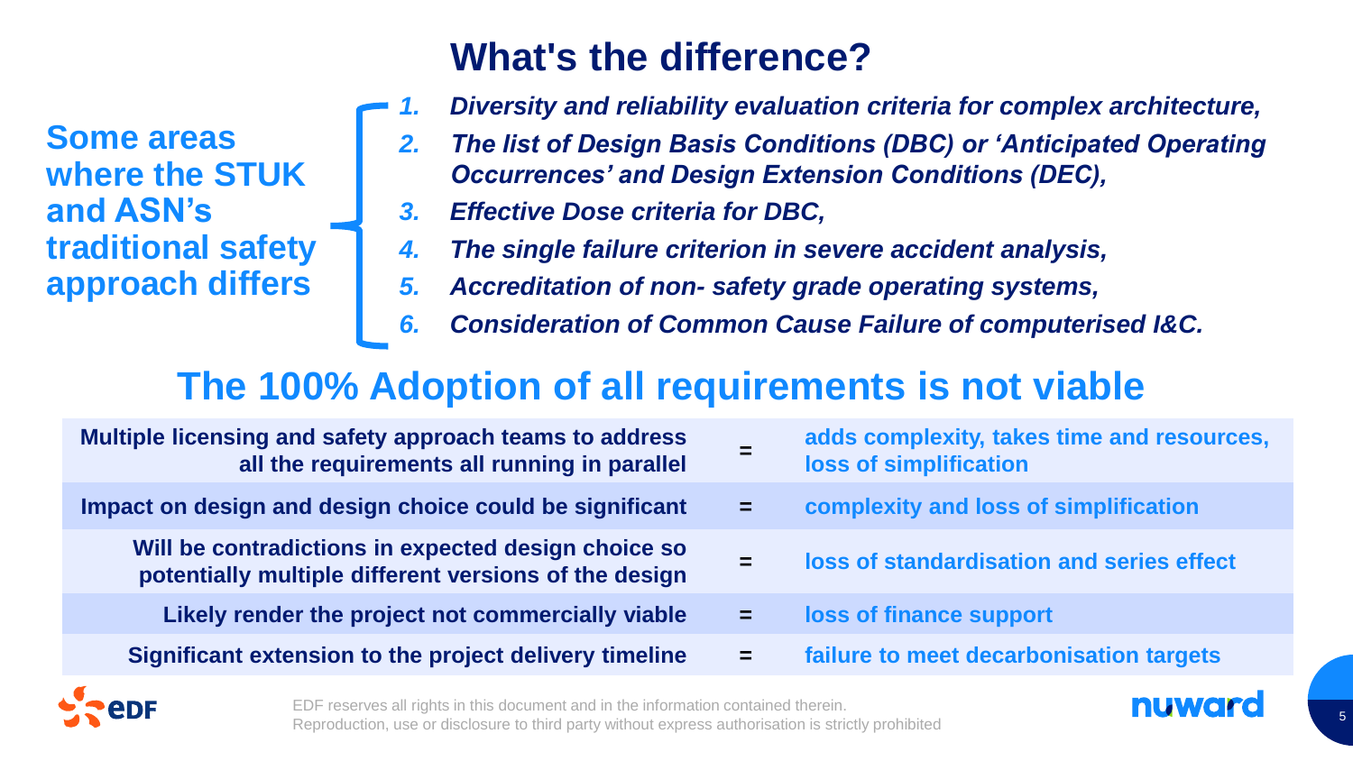# What's the difference?

**Some areas where the STUK and ASN's traditional safety approach differs**

1. ***Diversity and reliability evaluation criteria for complex architecture,***
2. ***The list of Design Basis Conditions (DBC) or 'Anticipated Operating Occurrences' and Design Extension Conditions (DEC),***
3. ***Effective Dose criteria for DBC,***
4. ***The single failure criterion in severe accident analysis,***
5. ***Accreditation of non- safety grade operating systems,***
6. ***Consideration of Common Cause Failure of computerised I&C.***

## The 100% Adoption of all requirements is not viable

| | | |
|---|---|---|
| **Multiple licensing and safety approach teams to address all the requirements all running in parallel** | = | **adds complexity, takes time and resources, loss of simplification** |
| **Impact on design and design choice could be significant** | = | **complexity and loss of simplification** |
| **Will be contradictions in expected design choice so potentially multiple different versions of the design** | = | **loss of standardisation and series effect** |
| **Likely render the project not commercially viable** | = | **loss of finance support** |
| **Significant extension to the project delivery timeline** | = | **failure to meet decarbonisation targets** |

EDF reserves all rights in this document and in the information contained therein. Reproduction, use or disclosure to third party without express authorisation is strictly prohibited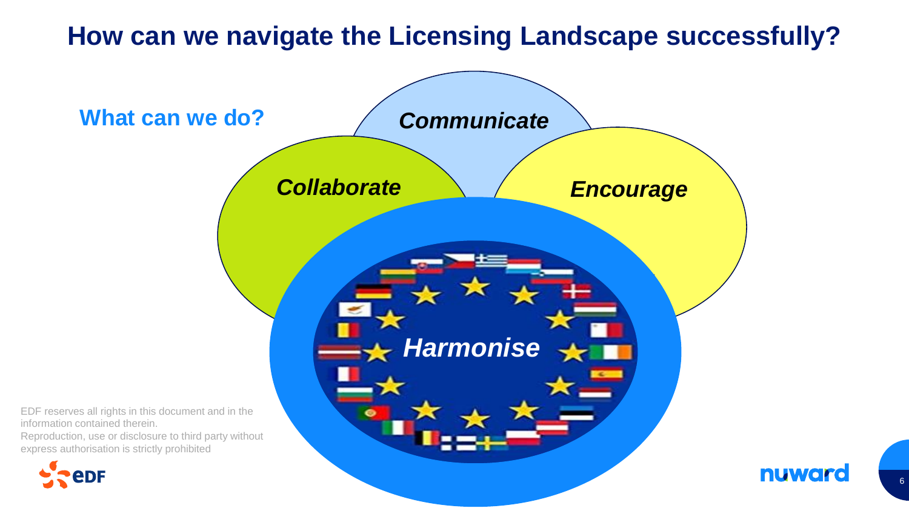# How can we navigate the Licensing Landscape successfully?

## What can we do?

*Communicate*

*Collaborate*

*Encourage*

*Harmonise*

EDF reserves all rights in this document and in the information contained therein.
Reproduction, use or disclosure to third party without express authorisation is strictly prohibited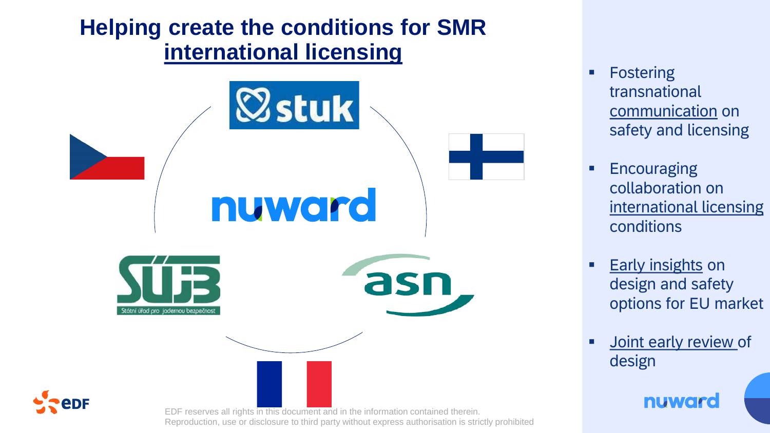# Helping create the conditions for SMR international licensing

stuk

nuward

SÚJB

Státní úřad pro jadernou bezpečnost

asn

- Fostering transnational communication on safety and licensing
- Encouraging collaboration on international licensing conditions
- Early insights on design and safety options for EU market
- Joint early review of design

EDF reserves all rights in this document and in the information contained therein. Reproduction, use or disclosure to third party without express authorisation is strictly prohibited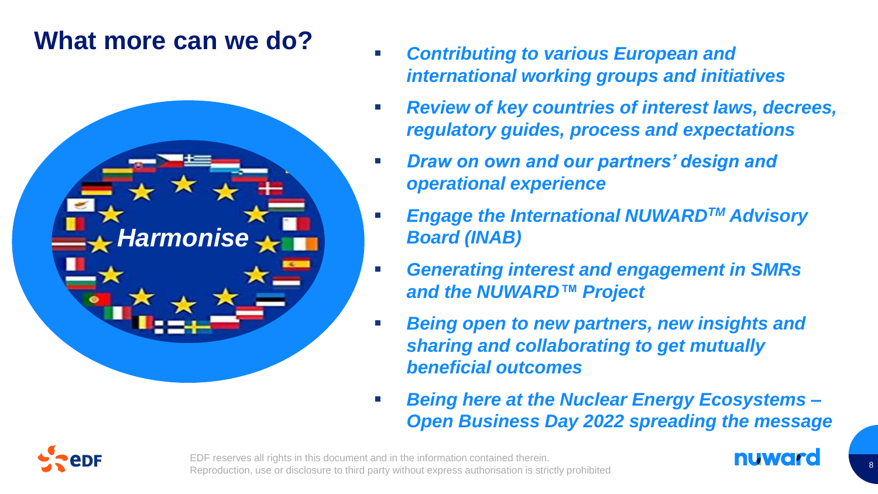## What more can we do?

*Harmonise*

- ***Contributing to various European and international working groups and initiatives***
- ***Review of key countries of interest laws, decrees, regulatory guides, process and expectations***
- ***Draw on own and our partners' design and operational experience***
- ***Engage the International NUWARD$^{TM}$ Advisory Board (INAB)***
- ***Generating interest and engagement in SMRs and the NUWARD™ Project***
- ***Being open to new partners, new insights and sharing and collaborating to get mutually beneficial outcomes***
- ***Being here at the Nuclear Energy Ecosystems – Open Business Day 2022 spreading the message***

EDF reserves all rights in this document and in the information contained therein. Reproduction, use or disclosure to third party without express authorisation is strictly prohibited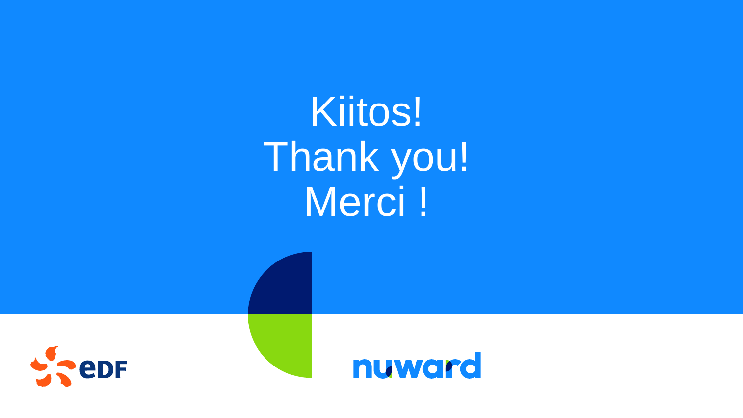Kiitos!
Thank you!
Merci !